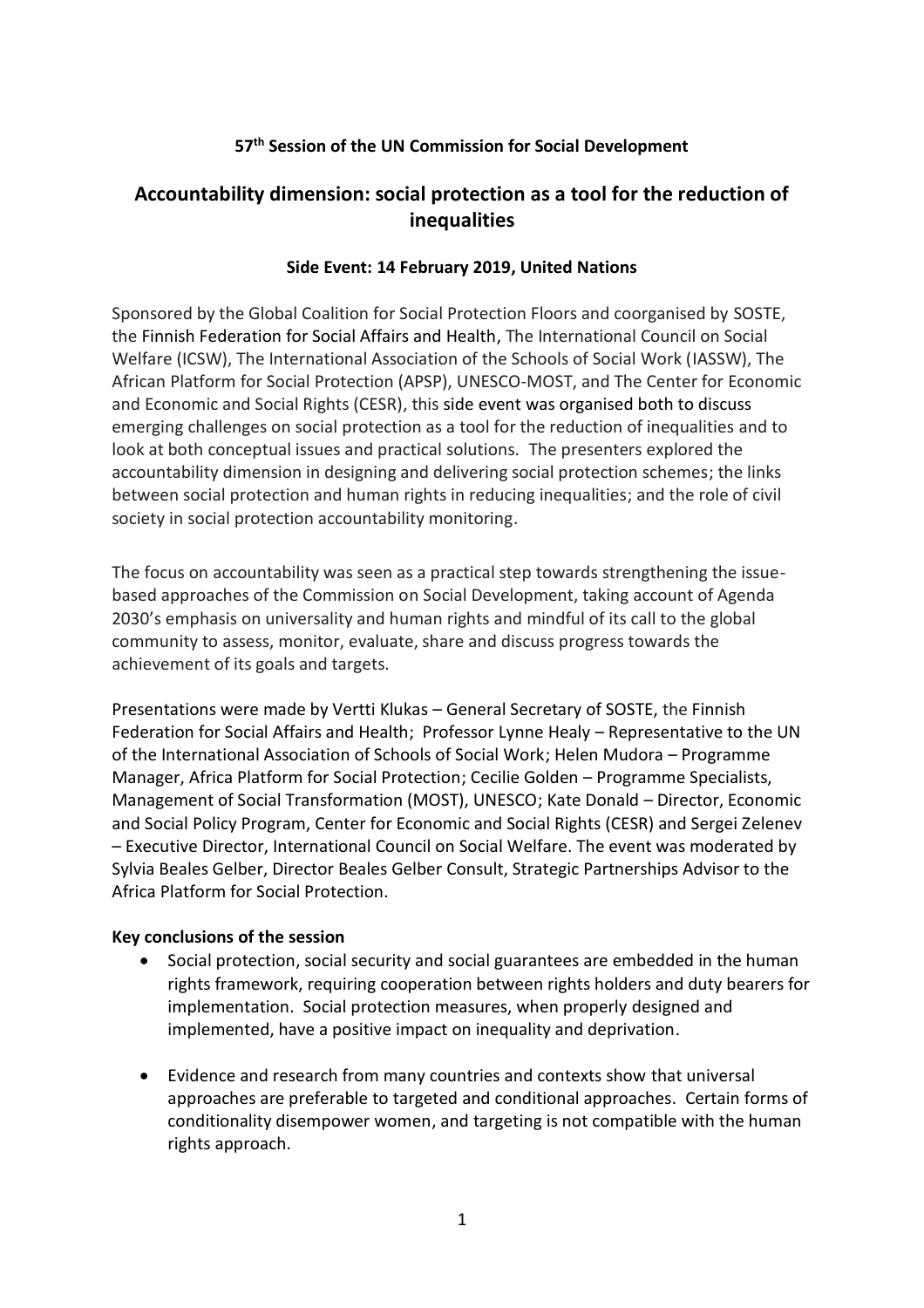**57th Session of the UN Commission for Social Development**

## Accountability dimension: social protection as a tool for the reduction of inequalities

**Side Event: 14 February 2019, United Nations**

Sponsored by the Global Coalition for Social Protection Floors and coorganised by SOSTE, the Finnish Federation for Social Affairs and Health, The International Council on Social Welfare (ICSW), The International Association of the Schools of Social Work (IASSW), The African Platform for Social Protection (APSP), UNESCO-MOST, and The Center for Economic and Economic and Social Rights (CESR), this side event was organised both to discuss emerging challenges on social protection as a tool for the reduction of inequalities and to look at both conceptual issues and practical solutions. The presenters explored the accountability dimension in designing and delivering social protection schemes; the links between social protection and human rights in reducing inequalities; and the role of civil society in social protection accountability monitoring.

The focus on accountability was seen as a practical step towards strengthening the issue-based approaches of the Commission on Social Development, taking account of Agenda 2030's emphasis on universality and human rights and mindful of its call to the global community to assess, monitor, evaluate, share and discuss progress towards the achievement of its goals and targets.

Presentations were made by Vertti Klukas – General Secretary of SOSTE, the Finnish Federation for Social Affairs and Health; Professor Lynne Healy – Representative to the UN of the International Association of Schools of Social Work; Helen Mudora – Programme Manager, Africa Platform for Social Protection; Cecilie Golden – Programme Specialists, Management of Social Transformation (MOST), UNESCO; Kate Donald – Director, Economic and Social Policy Program, Center for Economic and Social Rights (CESR) and Sergei Zelenev – Executive Director, International Council on Social Welfare. The event was moderated by Sylvia Beales Gelber, Director Beales Gelber Consult, Strategic Partnerships Advisor to the Africa Platform for Social Protection.

**Key conclusions of the session**

- Social protection, social security and social guarantees are embedded in the human rights framework, requiring cooperation between rights holders and duty bearers for implementation. Social protection measures, when properly designed and implemented, have a positive impact on inequality and deprivation.
- Evidence and research from many countries and contexts show that universal approaches are preferable to targeted and conditional approaches. Certain forms of conditionality disempower women, and targeting is not compatible with the human rights approach.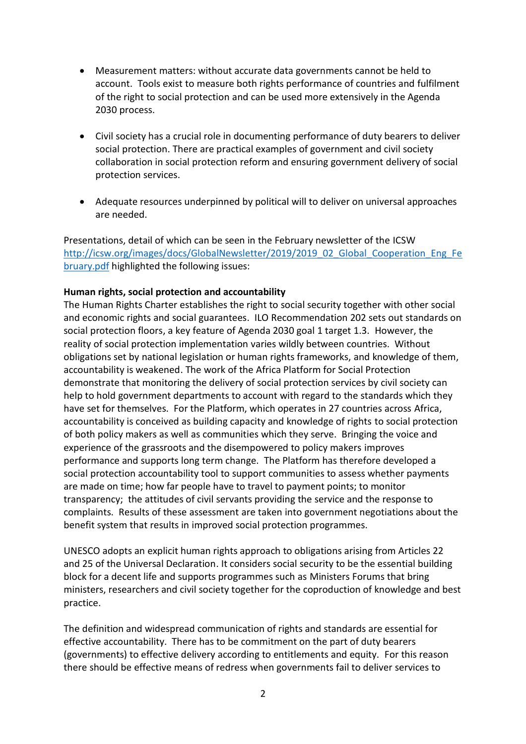- Measurement matters: without accurate data governments cannot be held to account. Tools exist to measure both rights performance of countries and fulfilment of the right to social protection and can be used more extensively in the Agenda 2030 process.

- Civil society has a crucial role in documenting performance of duty bearers to deliver social protection. There are practical examples of government and civil society collaboration in social protection reform and ensuring government delivery of social protection services.

- Adequate resources underpinned by political will to deliver on universal approaches are needed.

Presentations, detail of which can be seen in the February newsletter of the ICSW [http://icsw.org/images/docs/GlobalNewsletter/2019/2019_02_Global_Cooperation_Eng_February.pdf](http://icsw.org/images/docs/GlobalNewsletter/2019/2019_02_Global_Cooperation_Eng_February.pdf) highlighted the following issues:

**Human rights, social protection and accountability**

The Human Rights Charter establishes the right to social security together with other social and economic rights and social guarantees. ILO Recommendation 202 sets out standards on social protection floors, a key feature of Agenda 2030 goal 1 target 1.3. However, the reality of social protection implementation varies wildly between countries. Without obligations set by national legislation or human rights frameworks, and knowledge of them, accountability is weakened. The work of the Africa Platform for Social Protection demonstrate that monitoring the delivery of social protection services by civil society can help to hold government departments to account with regard to the standards which they have set for themselves. For the Platform, which operates in 27 countries across Africa, accountability is conceived as building capacity and knowledge of rights to social protection of both policy makers as well as communities which they serve. Bringing the voice and experience of the grassroots and the disempowered to policy makers improves performance and supports long term change. The Platform has therefore developed a social protection accountability tool to support communities to assess whether payments are made on time; how far people have to travel to payment points; to monitor transparency; the attitudes of civil servants providing the service and the response to complaints. Results of these assessment are taken into government negotiations about the benefit system that results in improved social protection programmes.

UNESCO adopts an explicit human rights approach to obligations arising from Articles 22 and 25 of the Universal Declaration. It considers social security to be the essential building block for a decent life and supports programmes such as Ministers Forums that bring ministers, researchers and civil society together for the coproduction of knowledge and best practice.

The definition and widespread communication of rights and standards are essential for effective accountability. There has to be commitment on the part of duty bearers (governments) to effective delivery according to entitlements and equity. For this reason there should be effective means of redress when governments fail to deliver services to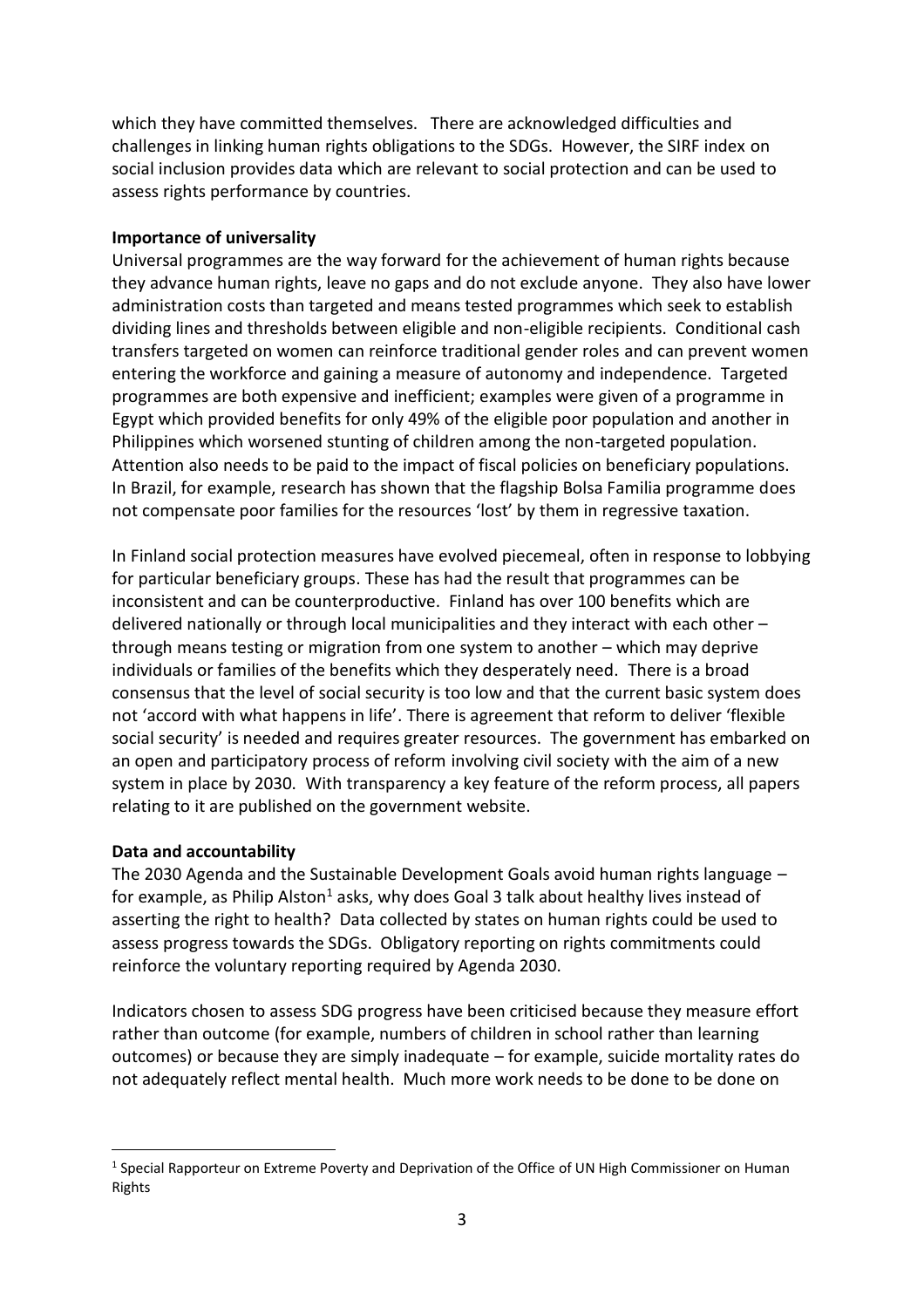which they have committed themselves. There are acknowledged difficulties and challenges in linking human rights obligations to the SDGs. However, the SIRF index on social inclusion provides data which are relevant to social protection and can be used to assess rights performance by countries.

**Importance of universality**

Universal programmes are the way forward for the achievement of human rights because they advance human rights, leave no gaps and do not exclude anyone. They also have lower administration costs than targeted and means tested programmes which seek to establish dividing lines and thresholds between eligible and non-eligible recipients. Conditional cash transfers targeted on women can reinforce traditional gender roles and can prevent women entering the workforce and gaining a measure of autonomy and independence. Targeted programmes are both expensive and inefficient; examples were given of a programme in Egypt which provided benefits for only 49% of the eligible poor population and another in Philippines which worsened stunting of children among the non-targeted population. Attention also needs to be paid to the impact of fiscal policies on beneficiary populations. In Brazil, for example, research has shown that the flagship Bolsa Familia programme does not compensate poor families for the resources 'lost' by them in regressive taxation.

In Finland social protection measures have evolved piecemeal, often in response to lobbying for particular beneficiary groups. These has had the result that programmes can be inconsistent and can be counterproductive. Finland has over 100 benefits which are delivered nationally or through local municipalities and they interact with each other – through means testing or migration from one system to another – which may deprive individuals or families of the benefits which they desperately need. There is a broad consensus that the level of social security is too low and that the current basic system does not 'accord with what happens in life'. There is agreement that reform to deliver 'flexible social security' is needed and requires greater resources. The government has embarked on an open and participatory process of reform involving civil society with the aim of a new system in place by 2030. With transparency a key feature of the reform process, all papers relating to it are published on the government website.

**Data and accountability**

The 2030 Agenda and the Sustainable Development Goals avoid human rights language – for example, as Philip Alston[1] asks, why does Goal 3 talk about healthy lives instead of asserting the right to health? Data collected by states on human rights could be used to assess progress towards the SDGs. Obligatory reporting on rights commitments could reinforce the voluntary reporting required by Agenda 2030.

Indicators chosen to assess SDG progress have been criticised because they measure effort rather than outcome (for example, numbers of children in school rather than learning outcomes) or because they are simply inadequate – for example, suicide mortality rates do not adequately reflect mental health. Much more work needs to be done to be done on

---

[1] Special Rapporteur on Extreme Poverty and Deprivation of the Office of UN High Commissioner on Human Rights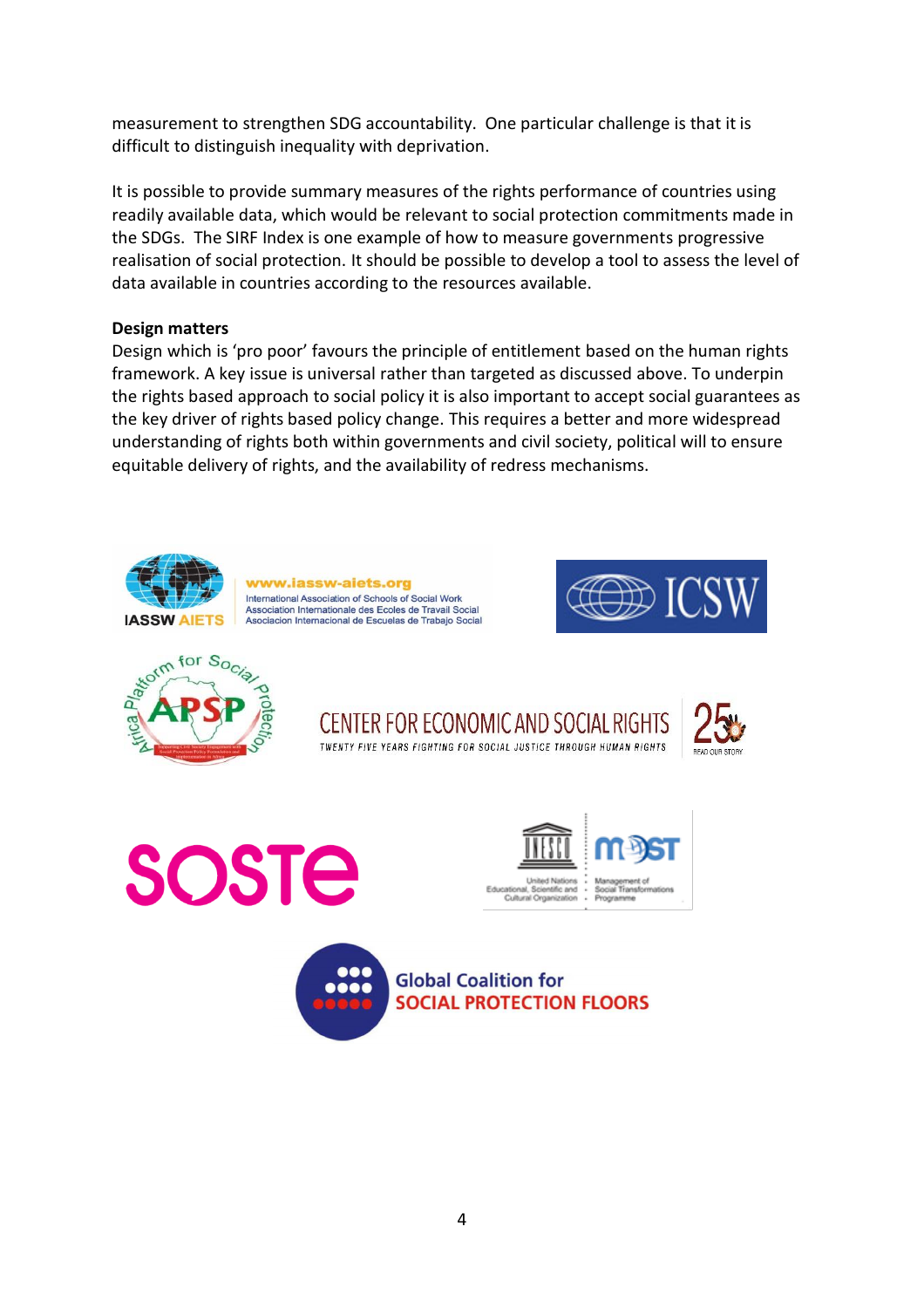measurement to strengthen SDG accountability. One particular challenge is that it is difficult to distinguish inequality with deprivation.

It is possible to provide summary measures of the rights performance of countries using readily available data, which would be relevant to social protection commitments made in the SDGs. The SIRF Index is one example of how to measure governments progressive realisation of social protection. It should be possible to develop a tool to assess the level of data available in countries according to the resources available.

**Design matters**

Design which is 'pro poor' favours the principle of entitlement based on the human rights framework. A key issue is universal rather than targeted as discussed above. To underpin the rights based approach to social policy it is also important to accept social guarantees as the key driver of rights based policy change. This requires a better and more widespread understanding of rights both within governments and civil society, political will to ensure equitable delivery of rights, and the availability of redress mechanisms.

IASSW AIETS
www.iassw-aiets.org
International Association of Schools of Social Work
Association Internationale des Ecoles de Travail Social
Asociacion Internacional de Escuelas de Trabajo Social

ICSW

Africa Platform for Social Protection
APSP

CENTER FOR ECONOMIC AND SOCIAL RIGHTS
TWENTY FIVE YEARS FIGHTING FOR SOCIAL JUSTICE THROUGH HUMAN RIGHTS
25
READ OUR STORY

SOSTE

UNESCO
United Nations Educational, Scientific and Cultural Organization
MOST
Management of Social Transformations Programme

Global Coalition for SOCIAL PROTECTION FLOORS